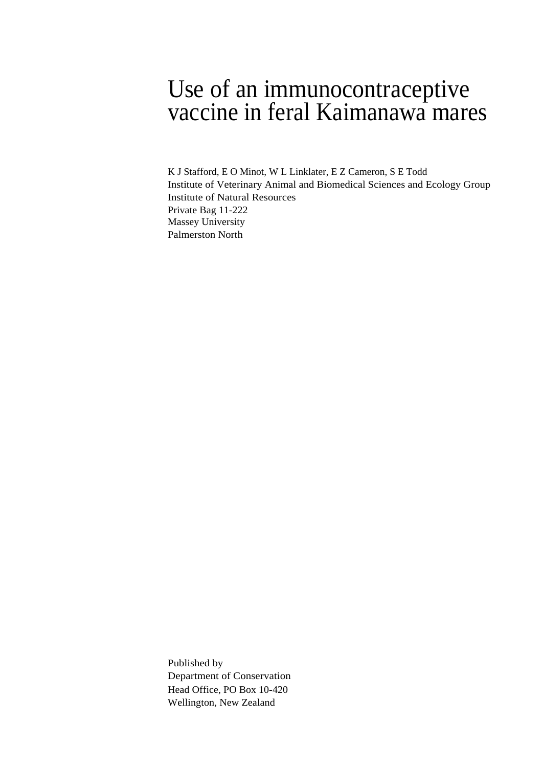# Use of an immunocontraceptive vaccine in feral Kaimanawa mares

K J Stafford, E O Minot, W L Linklater, E Z Cameron, S E Todd
Institute of Veterinary Animal and Biomedical Sciences and Ecology Group
Institute of Natural Resources
Private Bag 11-222
Massey University
Palmerston North

Published by
Department of Conservation
Head Office, PO Box 10-420
Wellington, New Zealand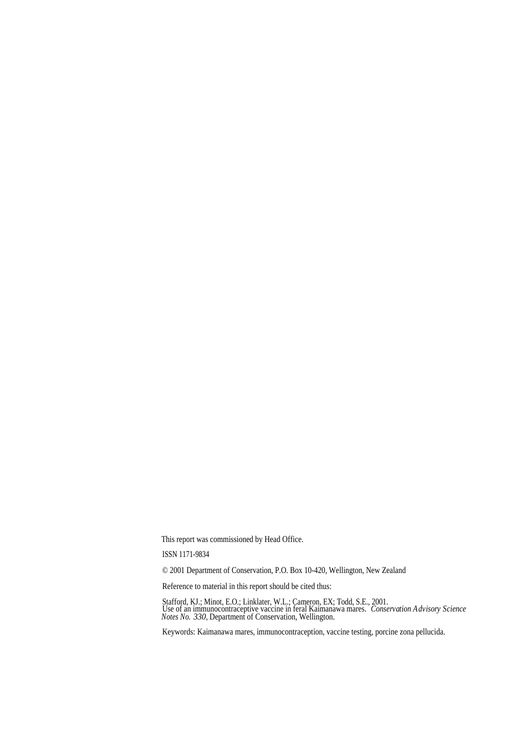This report was commissioned by Head Office.

ISSN 1171-9834

© 2001 Department of Conservation, P.O. Box 10-420, Wellington, New Zealand

Reference to material in this report should be cited thus:

Stafford, KJ.; Minot, E.O.; Linklater, W.L.; Cameron, EX; Todd, S.E., 2001. Use of an immunocontraceptive vaccine in feral Kaimanawa mares. *Conservation Advisory Science Notes No. 330*, Department of Conservation, Wellington.

Keywords: Kaimanawa mares, immunocontraception, vaccine testing, porcine zona pellucida.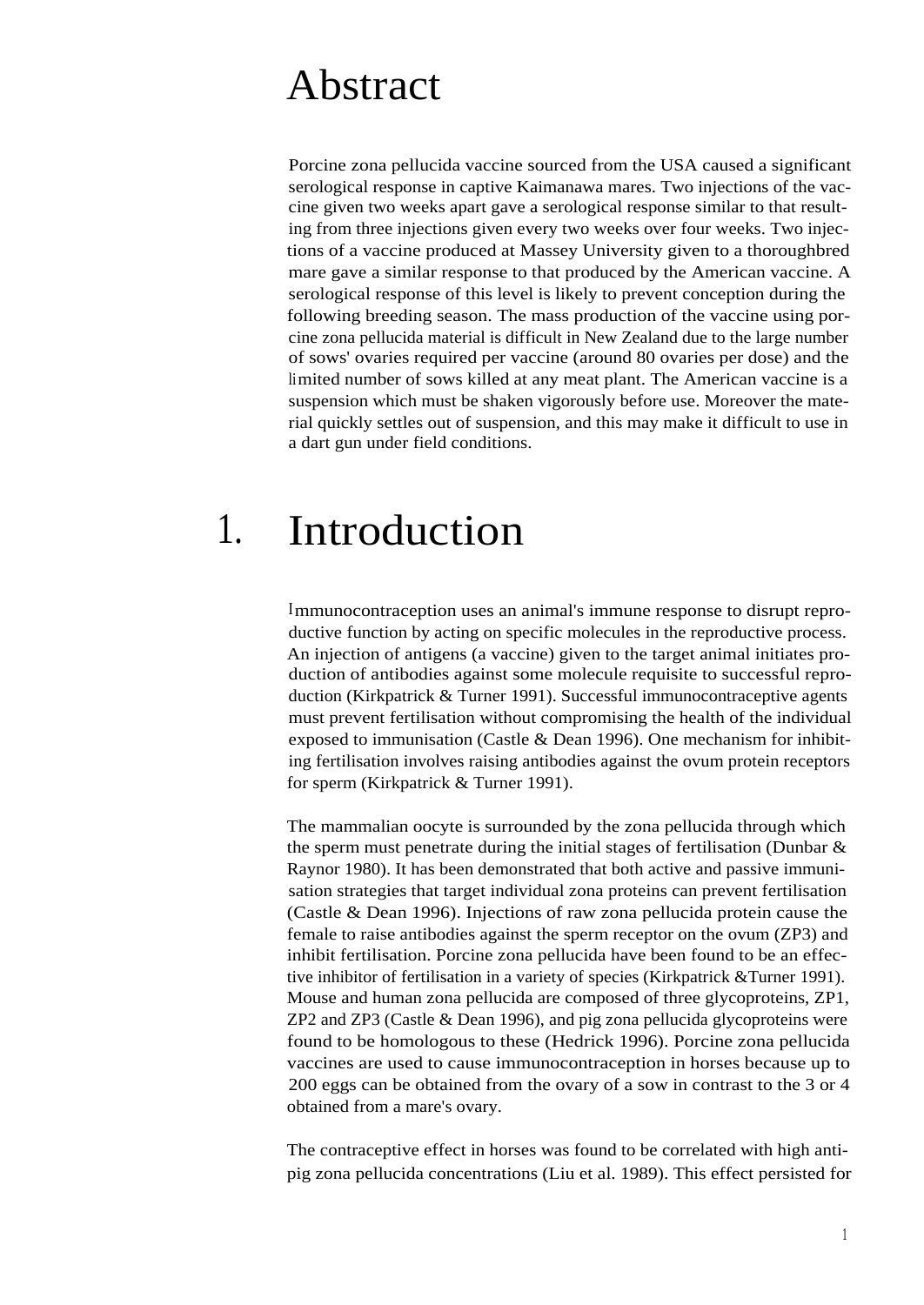# Abstract

Porcine zona pellucida vaccine sourced from the USA caused a significant serological response in captive Kaimanawa mares. Two injections of the vaccine given two weeks apart gave a serological response similar to that resulting from three injections given every two weeks over four weeks. Two injections of a vaccine produced at Massey University given to a thoroughbred mare gave a similar response to that produced by the American vaccine. A serological response of this level is likely to prevent conception during the following breeding season. The mass production of the vaccine using porcine zona pellucida material is difficult in New Zealand due to the large number of sows' ovaries required per vaccine (around 80 ovaries per dose) and the limited number of sows killed at any meat plant. The American vaccine is a suspension which must be shaken vigorously before use. Moreover the material quickly settles out of suspension, and this may make it difficult to use in a dart gun under field conditions.

# 1. Introduction

Immunocontraception uses an animal's immune response to disrupt reproductive function by acting on specific molecules in the reproductive process. An injection of antigens (a vaccine) given to the target animal initiates production of antibodies against some molecule requisite to successful reproduction (Kirkpatrick & Turner 1991). Successful immunocontraceptive agents must prevent fertilisation without compromising the health of the individual exposed to immunisation (Castle & Dean 1996). One mechanism for inhibiting fertilisation involves raising antibodies against the ovum protein receptors for sperm (Kirkpatrick & Turner 1991).

The mammalian oocyte is surrounded by the zona pellucida through which the sperm must penetrate during the initial stages of fertilisation (Dunbar & Raynor 1980). It has been demonstrated that both active and passive immunisation strategies that target individual zona proteins can prevent fertilisation (Castle & Dean 1996). Injections of raw zona pellucida protein cause the female to raise antibodies against the sperm receptor on the ovum (ZP3) and inhibit fertilisation. Porcine zona pellucida have been found to be an effective inhibitor of fertilisation in a variety of species (Kirkpatrick &Turner 1991). Mouse and human zona pellucida are composed of three glycoproteins, ZP1, ZP2 and ZP3 (Castle & Dean 1996), and pig zona pellucida glycoproteins were found to be homologous to these (Hedrick 1996). Porcine zona pellucida vaccines are used to cause immunocontraception in horses because up to 200 eggs can be obtained from the ovary of a sow in contrast to the 3 or 4 obtained from a mare's ovary.

The contraceptive effect in horses was found to be correlated with high anti-pig zona pellucida concentrations (Liu et al. 1989). This effect persisted for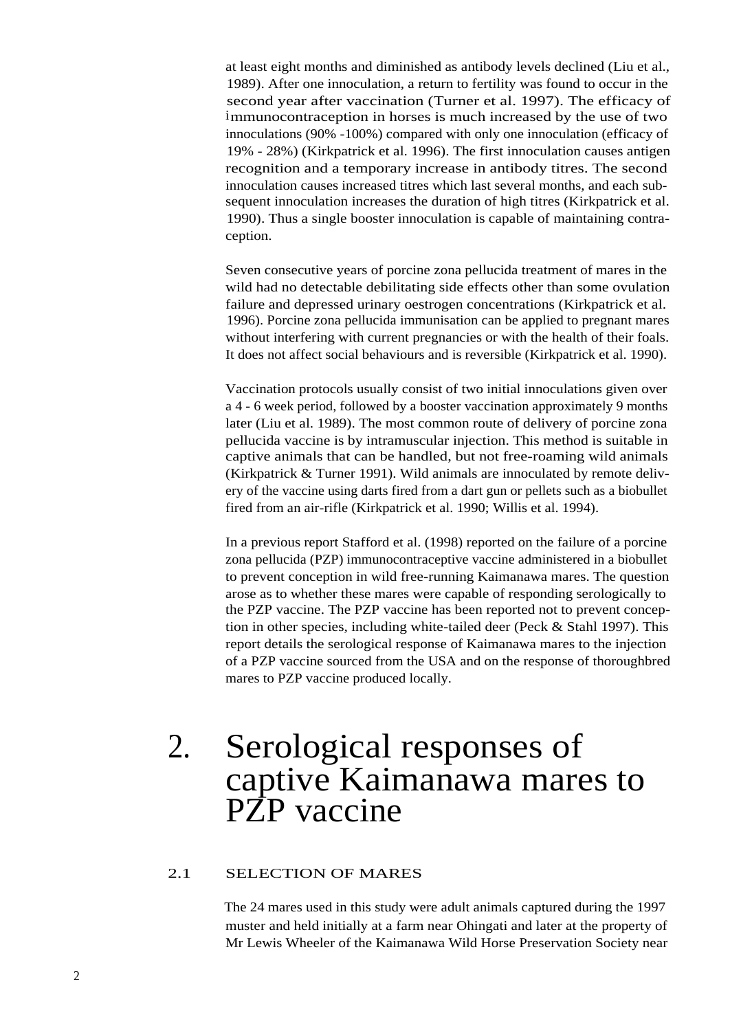at least eight months and diminished as antibody levels declined (Liu et al., 1989). After one innoculation, a return to fertility was found to occur in the second year after vaccination (Turner et al. 1997). The efficacy of immunocontraception in horses is much increased by the use of two innoculations (90% -100%) compared with only one innoculation (efficacy of 19% - 28%) (Kirkpatrick et al. 1996). The first innoculation causes antigen recognition and a temporary increase in antibody titres. The second innoculation causes increased titres which last several months, and each subsequent innoculation increases the duration of high titres (Kirkpatrick et al. 1990). Thus a single booster innoculation is capable of maintaining contraception.

Seven consecutive years of porcine zona pellucida treatment of mares in the wild had no detectable debilitating side effects other than some ovulation failure and depressed urinary oestrogen concentrations (Kirkpatrick et al. 1996). Porcine zona pellucida immunisation can be applied to pregnant mares without interfering with current pregnancies or with the health of their foals. It does not affect social behaviours and is reversible (Kirkpatrick et al. 1990).

Vaccination protocols usually consist of two initial innoculations given over a 4 - 6 week period, followed by a booster vaccination approximately 9 months later (Liu et al. 1989). The most common route of delivery of porcine zona pellucida vaccine is by intramuscular injection. This method is suitable in captive animals that can be handled, but not free-roaming wild animals (Kirkpatrick & Turner 1991). Wild animals are innoculated by remote delivery of the vaccine using darts fired from a dart gun or pellets such as a biobullet fired from an air-rifle (Kirkpatrick et al. 1990; Willis et al. 1994).

In a previous report Stafford et al. (1998) reported on the failure of a porcine zona pellucida (PZP) immunocontraceptive vaccine administered in a biobullet to prevent conception in wild free-running Kaimanawa mares. The question arose as to whether these mares were capable of responding serologically to the PZP vaccine. The PZP vaccine has been reported not to prevent conception in other species, including white-tailed deer (Peck & Stahl 1997). This report details the serological response of Kaimanawa mares to the injection of a PZP vaccine sourced from the USA and on the response of thoroughbred mares to PZP vaccine produced locally.

# 2. Serological responses of captive Kaimanawa mares to PZP vaccine

## 2.1 SELECTION OF MARES

The 24 mares used in this study were adult animals captured during the 1997 muster and held initially at a farm near Ohingati and later at the property of Mr Lewis Wheeler of the Kaimanawa Wild Horse Preservation Society near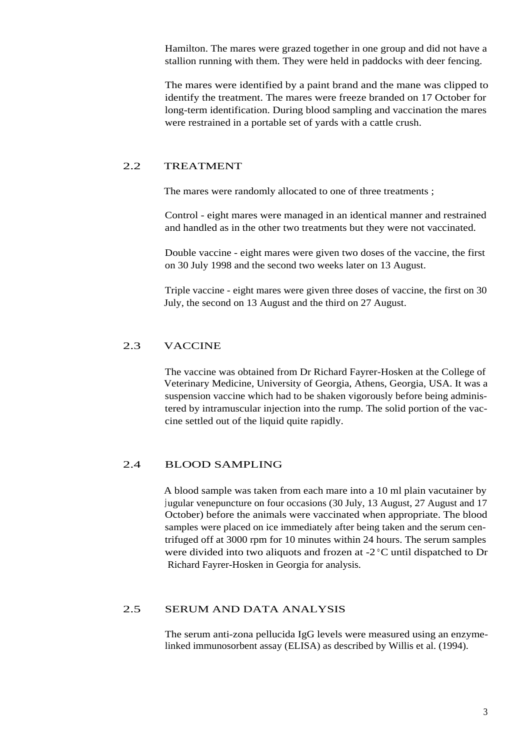Hamilton. The mares were grazed together in one group and did not have a stallion running with them. They were held in paddocks with deer fencing.

The mares were identified by a paint brand and the mane was clipped to identify the treatment. The mares were freeze branded on 17 October for long-term identification. During blood sampling and vaccination the mares were restrained in a portable set of yards with a cattle crush.

## 2.2 TREATMENT

The mares were randomly allocated to one of three treatments ;

Control - eight mares were managed in an identical manner and restrained and handled as in the other two treatments but they were not vaccinated.

Double vaccine - eight mares were given two doses of the vaccine, the first on 30 July 1998 and the second two weeks later on 13 August.

Triple vaccine - eight mares were given three doses of vaccine, the first on 30 July, the second on 13 August and the third on 27 August.

## 2.3 VACCINE

The vaccine was obtained from Dr Richard Fayrer-Hosken at the College of Veterinary Medicine, University of Georgia, Athens, Georgia, USA. It was a suspension vaccine which had to be shaken vigorously before being administered by intramuscular injection into the rump. The solid portion of the vaccine settled out of the liquid quite rapidly.

## 2.4 BLOOD SAMPLING

A blood sample was taken from each mare into a 10 ml plain vacutainer by jugular venepuncture on four occasions (30 July, 13 August, 27 August and 17 October) before the animals were vaccinated when appropriate. The blood samples were placed on ice immediately after being taken and the serum centrifuged off at 3000 rpm for 10 minutes within 24 hours. The serum samples were divided into two aliquots and frozen at -2 °C until dispatched to Dr Richard Fayrer-Hosken in Georgia for analysis.

## 2.5 SERUM AND DATA ANALYSIS

The serum anti-zona pellucida IgG levels were measured using an enzyme-linked immunosorbent assay (ELISA) as described by Willis et al. (1994).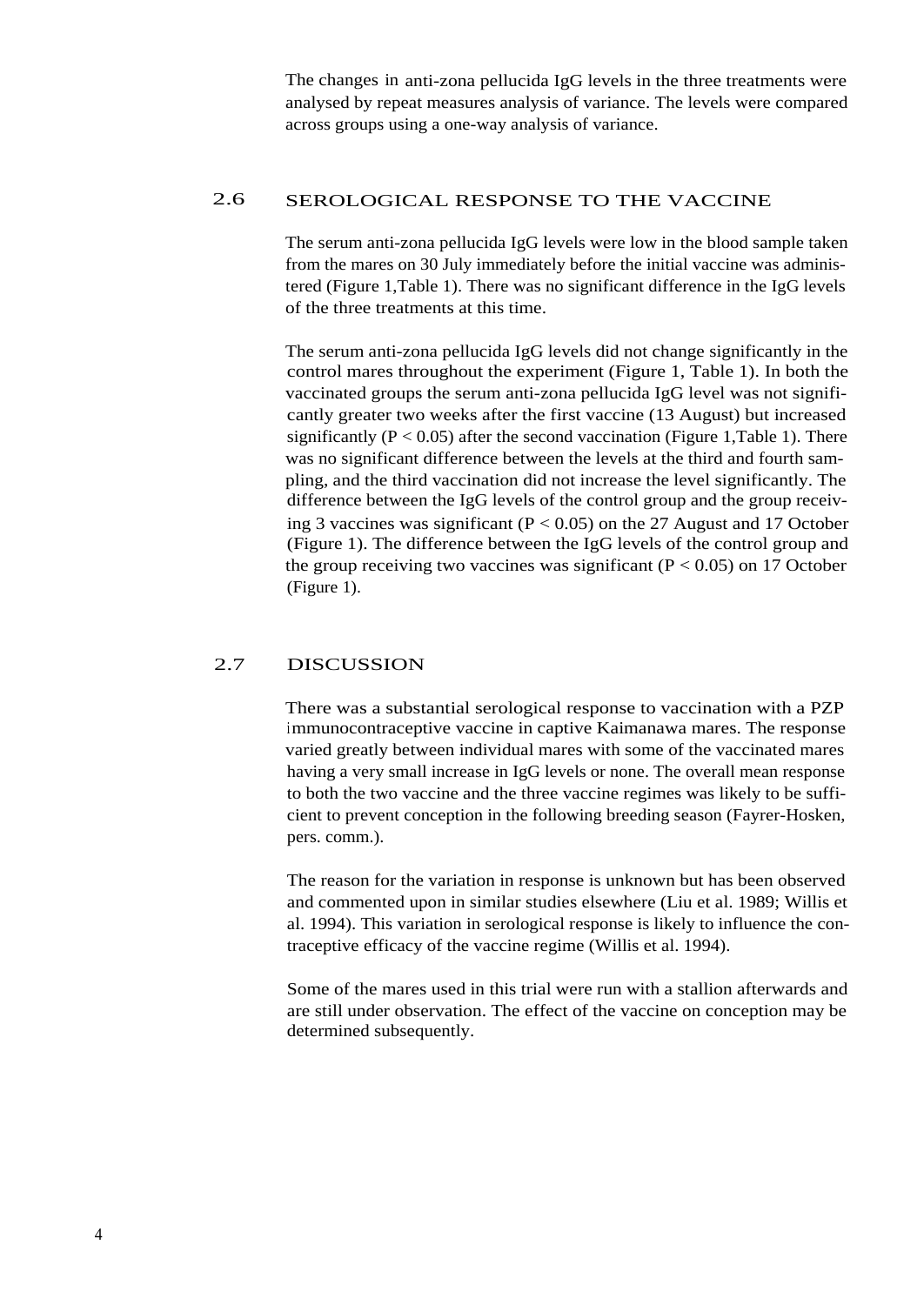The changes in anti-zona pellucida IgG levels in the three treatments were analysed by repeat measures analysis of variance. The levels were compared across groups using a one-way analysis of variance.

## 2.6 SEROLOGICAL RESPONSE TO THE VACCINE

The serum anti-zona pellucida IgG levels were low in the blood sample taken from the mares on 30 July immediately before the initial vaccine was administered (Figure 1,Table 1). There was no significant difference in the IgG levels of the three treatments at this time.

The serum anti-zona pellucida IgG levels did not change significantly in the control mares throughout the experiment (Figure 1, Table 1). In both the vaccinated groups the serum anti-zona pellucida IgG level was not significantly greater two weeks after the first vaccine (13 August) but increased significantly ($P < 0.05$) after the second vaccination (Figure 1,Table 1). There was no significant difference between the levels at the third and fourth sampling, and the third vaccination did not increase the level significantly. The difference between the IgG levels of the control group and the group receiving 3 vaccines was significant ($P < 0.05$) on the 27 August and 17 October (Figure 1). The difference between the IgG levels of the control group and the group receiving two vaccines was significant ($P < 0.05$) on 17 October (Figure 1).

## 2.7 DISCUSSION

There was a substantial serological response to vaccination with a PZP immunocontraceptive vaccine in captive Kaimanawa mares. The response varied greatly between individual mares with some of the vaccinated mares having a very small increase in IgG levels or none. The overall mean response to both the two vaccine and the three vaccine regimes was likely to be sufficient to prevent conception in the following breeding season (Fayrer-Hosken, pers. comm.).

The reason for the variation in response is unknown but has been observed and commented upon in similar studies elsewhere (Liu et al. 1989; Willis et al. 1994). This variation in serological response is likely to influence the contraceptive efficacy of the vaccine regime (Willis et al. 1994).

Some of the mares used in this trial were run with a stallion afterwards and are still under observation. The effect of the vaccine on conception may be determined subsequently.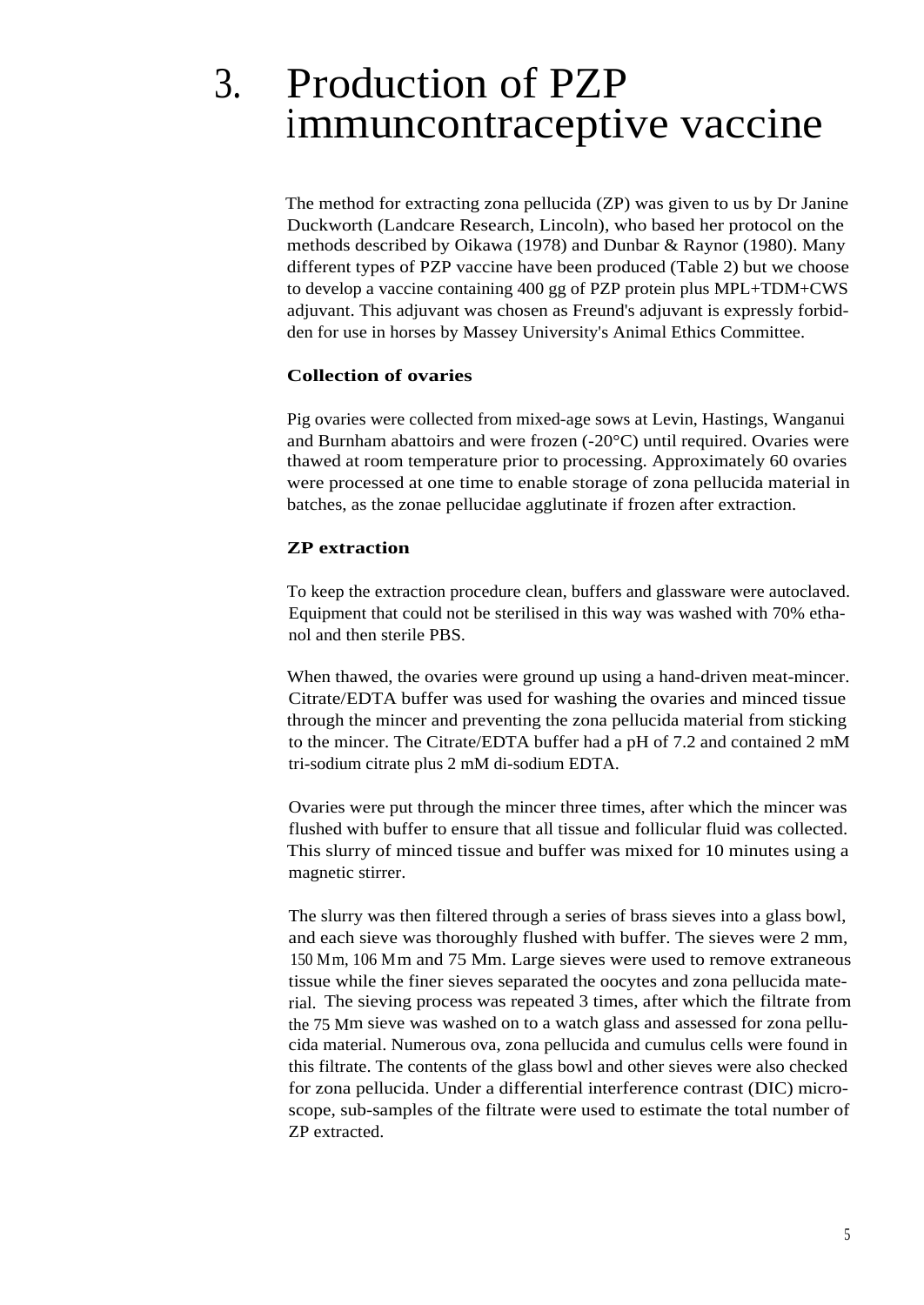# 3. Production of PZP immuncontraceptive vaccine

The method for extracting zona pellucida (ZP) was given to us by Dr Janine Duckworth (Landcare Research, Lincoln), who based her protocol on the methods described by Oikawa (1978) and Dunbar & Raynor (1980). Many different types of PZP vaccine have been produced (Table 2) but we choose to develop a vaccine containing 400 gg of PZP protein plus MPL+TDM+CWS adjuvant. This adjuvant was chosen as Freund's adjuvant is expressly forbidden for use in horses by Massey University's Animal Ethics Committee.

### Collection of ovaries

Pig ovaries were collected from mixed-age sows at Levin, Hastings, Wanganui and Burnham abattoirs and were frozen (-20°C) until required. Ovaries were thawed at room temperature prior to processing. Approximately 60 ovaries were processed at one time to enable storage of zona pellucida material in batches, as the zonae pellucidae agglutinate if frozen after extraction.

### ZP extraction

To keep the extraction procedure clean, buffers and glassware were autoclaved. Equipment that could not be sterilised in this way was washed with 70% ethanol and then sterile PBS.

When thawed, the ovaries were ground up using a hand-driven meat-mincer. Citrate/EDTA buffer was used for washing the ovaries and minced tissue through the mincer and preventing the zona pellucida material from sticking to the mincer. The Citrate/EDTA buffer had a pH of 7.2 and contained 2 mM tri-sodium citrate plus 2 mM di-sodium EDTA.

Ovaries were put through the mincer three times, after which the mincer was flushed with buffer to ensure that all tissue and follicular fluid was collected. This slurry of minced tissue and buffer was mixed for 10 minutes using a magnetic stirrer.

The slurry was then filtered through a series of brass sieves into a glass bowl, and each sieve was thoroughly flushed with buffer. The sieves were 2 mm, 150 Mm, 106 Mm and 75 Mm. Large sieves were used to remove extraneous tissue while the finer sieves separated the oocytes and zona pellucida material. The sieving process was repeated 3 times, after which the filtrate from the 75 Mm sieve was washed on to a watch glass and assessed for zona pellucida material. Numerous ova, zona pellucida and cumulus cells were found in this filtrate. The contents of the glass bowl and other sieves were also checked for zona pellucida. Under a differential interference contrast (DIC) microscope, sub-samples of the filtrate were used to estimate the total number of ZP extracted.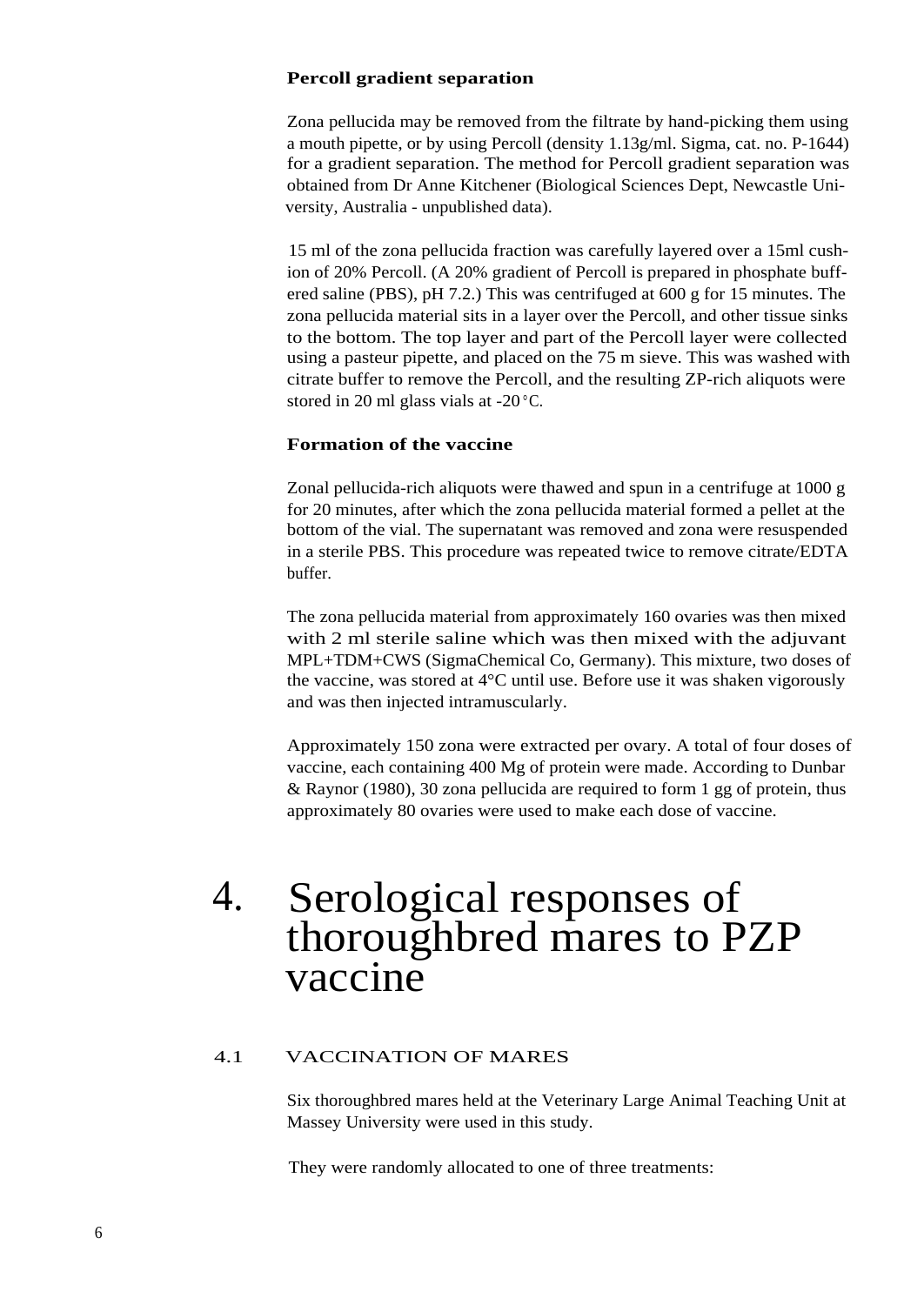### Percoll gradient separation

Zona pellucida may be removed from the filtrate by hand-picking them using a mouth pipette, or by using Percoll (density 1.13g/ml. Sigma, cat. no. P-1644) for a gradient separation. The method for Percoll gradient separation was obtained from Dr Anne Kitchener (Biological Sciences Dept, Newcastle University, Australia - unpublished data).

15 ml of the zona pellucida fraction was carefully layered over a 15ml cushion of 20% Percoll. (A 20% gradient of Percoll is prepared in phosphate buffered saline (PBS), pH 7.2.) This was centrifuged at 600 g for 15 minutes. The zona pellucida material sits in a layer over the Percoll, and other tissue sinks to the bottom. The top layer and part of the Percoll layer were collected using a pasteur pipette, and placed on the 75 m sieve. This was washed with citrate buffer to remove the Percoll, and the resulting ZP-rich aliquots were stored in 20 ml glass vials at -20 °C.

### Formation of the vaccine

Zonal pellucida-rich aliquots were thawed and spun in a centrifuge at 1000 g for 20 minutes, after which the zona pellucida material formed a pellet at the bottom of the vial. The supernatant was removed and zona were resuspended in a sterile PBS. This procedure was repeated twice to remove citrate/EDTA buffer.

The zona pellucida material from approximately 160 ovaries was then mixed with 2 ml sterile saline which was then mixed with the adjuvant MPL+TDM+CWS (SigmaChemical Co, Germany). This mixture, two doses of the vaccine, was stored at 4°C until use. Before use it was shaken vigorously and was then injected intramuscularly.

Approximately 150 zona were extracted per ovary. A total of four doses of vaccine, each containing 400 Mg of protein were made. According to Dunbar & Raynor (1980), 30 zona pellucida are required to form 1 gg of protein, thus approximately 80 ovaries were used to make each dose of vaccine.

# 4. Serological responses of thoroughbred mares to PZP vaccine

## 4.1 VACCINATION OF MARES

Six thoroughbred mares held at the Veterinary Large Animal Teaching Unit at Massey University were used in this study.

They were randomly allocated to one of three treatments: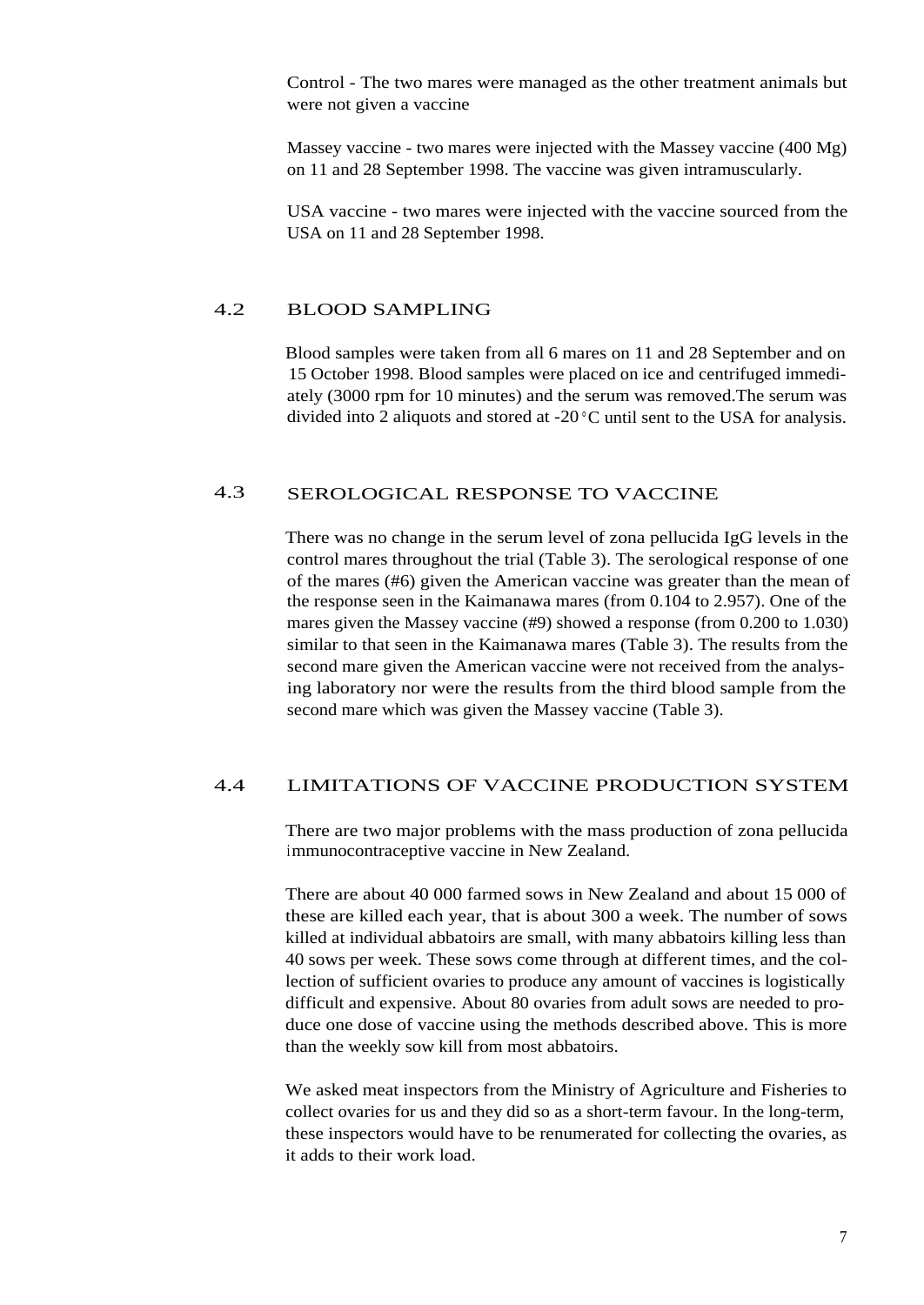Control - The two mares were managed as the other treatment animals but were not given a vaccine

Massey vaccine - two mares were injected with the Massey vaccine (400 Mg) on 11 and 28 September 1998. The vaccine was given intramuscularly.

USA vaccine - two mares were injected with the vaccine sourced from the USA on 11 and 28 September 1998.

## 4.2 BLOOD SAMPLING

Blood samples were taken from all 6 mares on 11 and 28 September and on 15 October 1998. Blood samples were placed on ice and centrifuged immediately (3000 rpm for 10 minutes) and the serum was removed.The serum was divided into 2 aliquots and stored at -20 °C until sent to the USA for analysis.

## 4.3 SEROLOGICAL RESPONSE TO VACCINE

There was no change in the serum level of zona pellucida IgG levels in the control mares throughout the trial (Table 3). The serological response of one of the mares (#6) given the American vaccine was greater than the mean of the response seen in the Kaimanawa mares (from 0.104 to 2.957). One of the mares given the Massey vaccine (#9) showed a response (from 0.200 to 1.030) similar to that seen in the Kaimanawa mares (Table 3). The results from the second mare given the American vaccine were not received from the analysing laboratory nor were the results from the third blood sample from the second mare which was given the Massey vaccine (Table 3).

## 4.4 LIMITATIONS OF VACCINE PRODUCTION SYSTEM

There are two major problems with the mass production of zona pellucida immunocontraceptive vaccine in New Zealand.

There are about 40 000 farmed sows in New Zealand and about 15 000 of these are killed each year, that is about 300 a week. The number of sows killed at individual abbatoirs are small, with many abbatoirs killing less than 40 sows per week. These sows come through at different times, and the collection of sufficient ovaries to produce any amount of vaccines is logistically difficult and expensive. About 80 ovaries from adult sows are needed to produce one dose of vaccine using the methods described above. This is more than the weekly sow kill from most abbatoirs.

We asked meat inspectors from the Ministry of Agriculture and Fisheries to collect ovaries for us and they did so as a short-term favour. In the long-term, these inspectors would have to be renumerated for collecting the ovaries, as it adds to their work load.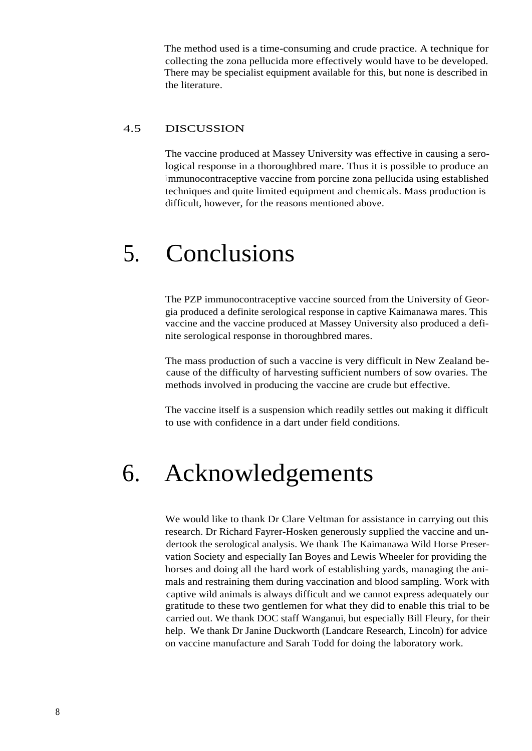The method used is a time-consuming and crude practice. A technique for collecting the zona pellucida more effectively would have to be developed. There may be specialist equipment available for this, but none is described in the literature.

### 4.5 DISCUSSION

The vaccine produced at Massey University was effective in causing a serological response in a thoroughbred mare. Thus it is possible to produce an immunocontraceptive vaccine from porcine zona pellucida using established techniques and quite limited equipment and chemicals. Mass production is difficult, however, for the reasons mentioned above.

# 5. Conclusions

The PZP immunocontraceptive vaccine sourced from the University of Georgia produced a definite serological response in captive Kaimanawa mares. This vaccine and the vaccine produced at Massey University also produced a definite serological response in thoroughbred mares.

The mass production of such a vaccine is very difficult in New Zealand because of the difficulty of harvesting sufficient numbers of sow ovaries. The methods involved in producing the vaccine are crude but effective.

The vaccine itself is a suspension which readily settles out making it difficult to use with confidence in a dart under field conditions.

# 6. Acknowledgements

We would like to thank Dr Clare Veltman for assistance in carrying out this research. Dr Richard Fayrer-Hosken generously supplied the vaccine and undertook the serological analysis. We thank The Kaimanawa Wild Horse Preservation Society and especially Ian Boyes and Lewis Wheeler for providing the horses and doing all the hard work of establishing yards, managing the animals and restraining them during vaccination and blood sampling. Work with captive wild animals is always difficult and we cannot express adequately our gratitude to these two gentlemen for what they did to enable this trial to be carried out. We thank DOC staff Wanganui, but especially Bill Fleury, for their help. We thank Dr Janine Duckworth (Landcare Research, Lincoln) for advice on vaccine manufacture and Sarah Todd for doing the laboratory work.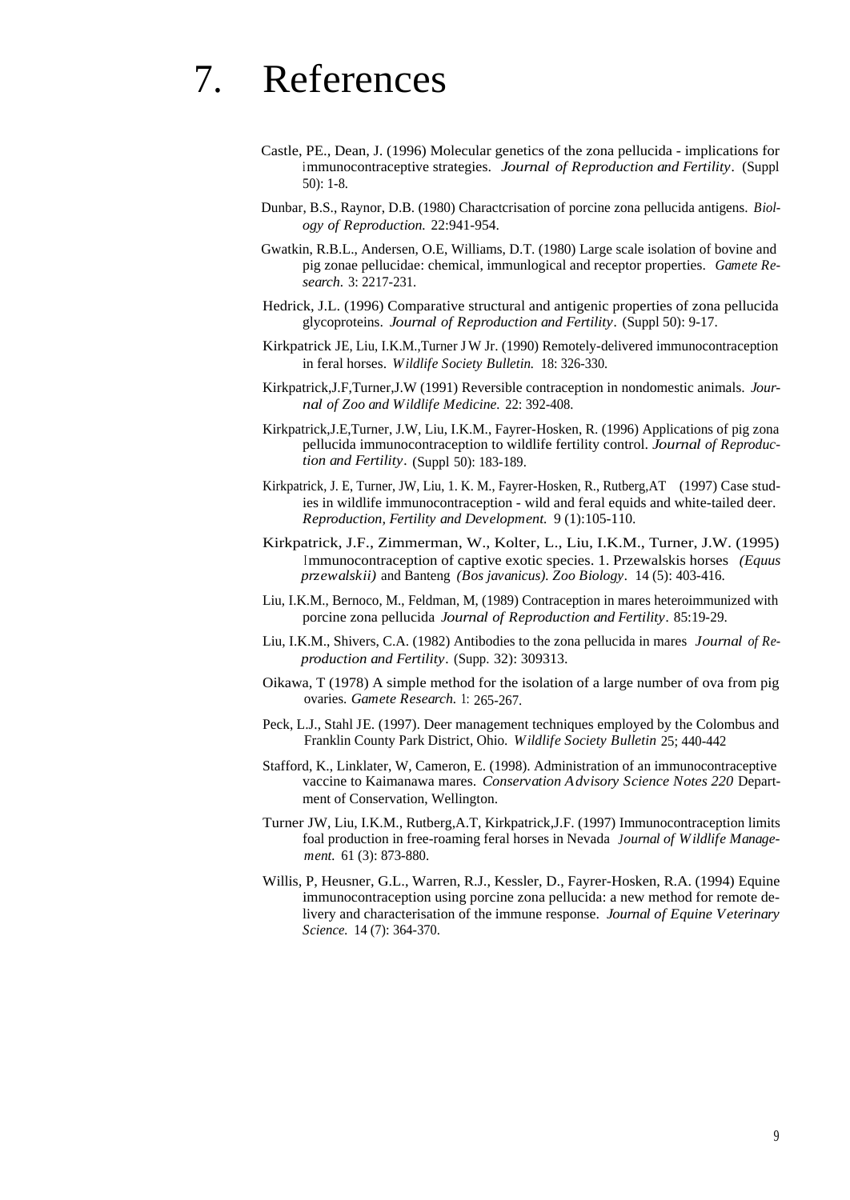# 7. References

Castle, PE., Dean, J. (1996) Molecular genetics of the zona pellucida - implications for immunocontraceptive strategies. *Journal of Reproduction and Fertility*. (Suppl 50): 1-8.

Dunbar, B.S., Raynor, D.B. (1980) Charactcrisation of porcine zona pellucida antigens. *Biology of Reproduction.* 22:941-954.

Gwatkin, R.B.L., Andersen, O.E, Williams, D.T. (1980) Large scale isolation of bovine and pig zonae pellucidae: chemical, immunlogical and receptor properties. *Gamete Research.* 3: 2217-231.

Hedrick, J.L. (1996) Comparative structural and antigenic properties of zona pellucida glycoproteins. *Journal of Reproduction and Fertility*. (Suppl 50): 9-17.

Kirkpatrick JE, Liu, I.K.M.,Turner J W Jr. (1990) Remotely-delivered immunocontraception in feral horses. *Wildlife Society Bulletin.* 18: 326-330.

Kirkpatrick,J.F,Turner,J.W (1991) Reversible contraception in nondomestic animals. *Journal of Zoo and Wildlife Medicine.* 22: 392-408.

Kirkpatrick,J.E,Turner, J.W, Liu, I.K.M., Fayrer-Hosken, R. (1996) Applications of pig zona pellucida immunocontraception to wildlife fertility control. *Journal of Reproduction and Fertility*. (Suppl 50): 183-189.

Kirkpatrick, J. E, Turner, JW, Liu, 1. K. M., Fayrer-Hosken, R., Rutberg,AT (1997) Case studies in wildlife immunocontraception - wild and feral equids and white-tailed deer. *Reproduction, Fertility and Development.* 9 (1):105-110.

Kirkpatrick, J.F., Zimmerman, W., Kolter, L., Liu, I.K.M., Turner, J.W. (1995) Immunocontraception of captive exotic species. 1. Przewalskis horses *(Equus przewalskii)* and Banteng *(Bos javanicus). Zoo Biology*. 14 (5): 403-416.

Liu, I.K.M., Bernoco, M., Feldman, M, (1989) Contraception in mares heteroimmunized with porcine zona pellucida *Journal of Reproduction and Fertility*. 85:19-29.

Liu, I.K.M., Shivers, C.A. (1982) Antibodies to the zona pellucida in mares *Journal of Reproduction and Fertility*. (Supp. 32): 309313.

Oikawa, T (1978) A simple method for the isolation of a large number of ova from pig ovaries. *Gamete Research.* 1: 265-267.

Peck, L.J., Stahl JE. (1997). Deer management techniques employed by the Colombus and Franklin County Park District, Ohio. *Wildlife Society Bulletin* 25; 440-442

Stafford, K., Linklater, W, Cameron, E. (1998). Administration of an immunocontraceptive vaccine to Kaimanawa mares. *Conservation Advisory Science Notes 220* Department of Conservation, Wellington.

Turner JW, Liu, I.K.M., Rutberg,A.T, Kirkpatrick,J.F. (1997) Immunocontraception limits foal production in free-roaming feral horses in Nevada *Journal of Wildlife Management.* 61 (3): 873-880.

Willis, P, Heusner, G.L., Warren, R.J., Kessler, D., Fayrer-Hosken, R.A. (1994) Equine immunocontraception using porcine zona pellucida: a new method for remote delivery and characterisation of the immune response. *Journal of Equine Veterinary Science.* 14 (7): 364-370.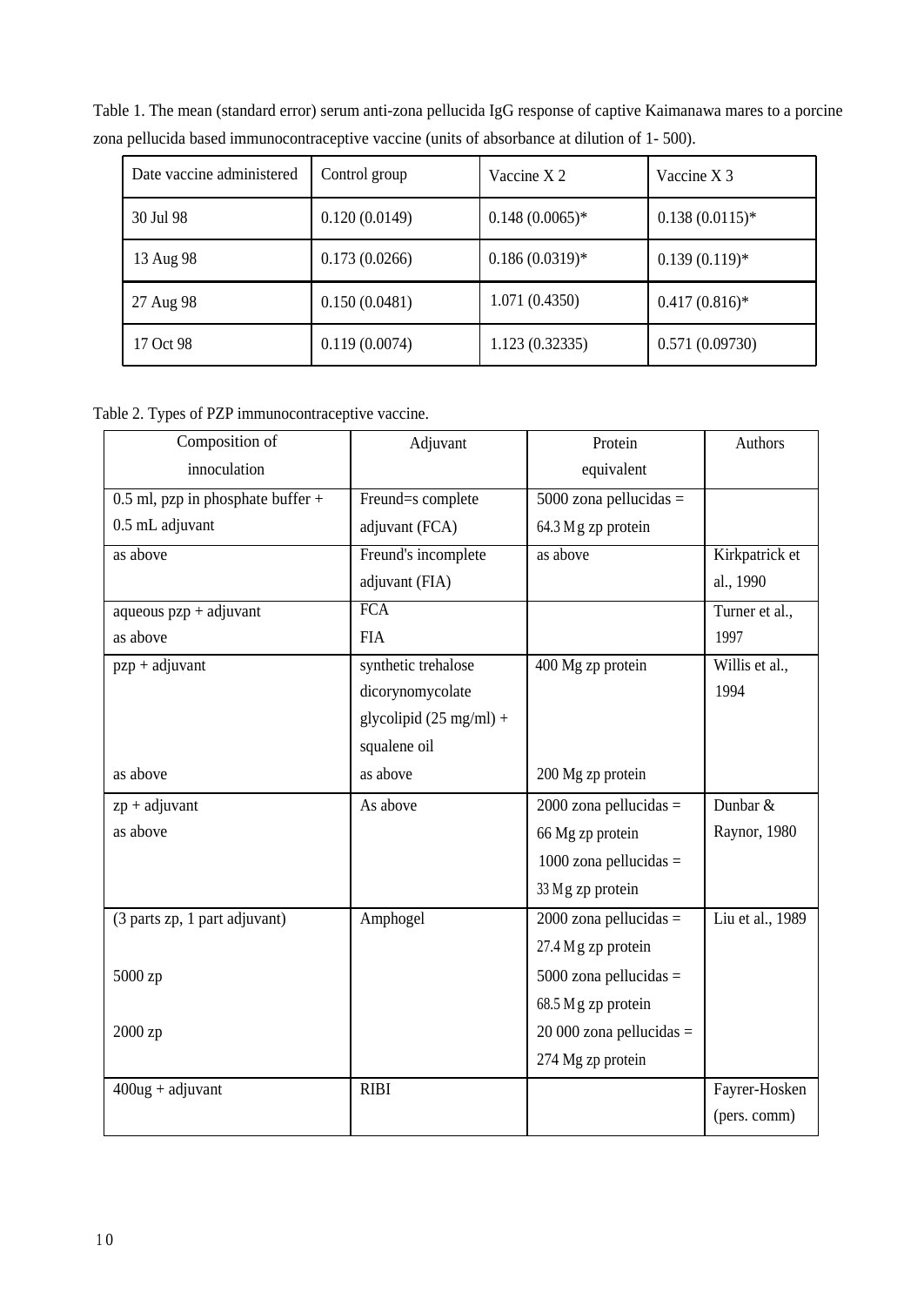Table 1. The mean (standard error) serum anti-zona pellucida IgG response of captive Kaimanawa mares to a porcine zona pellucida based immunocontraceptive vaccine (units of absorbance at dilution of 1- 500).

| Date vaccine administered | Control group | Vaccine X 2 | Vaccine X 3 |
|---|---|---|---|
| 30 Jul 98 | 0.120 (0.0149) | 0.148 (0.0065)* | 0.138 (0.0115)* |
| 13 Aug 98 | 0.173 (0.0266) | 0.186 (0.0319)* | 0.139 (0.119)* |
| 27 Aug 98 | 0.150 (0.0481) | 1.071 (0.4350) | 0.417 (0.816)* |
| 17 Oct 98 | 0.119 (0.0074) | 1.123 (0.32335) | 0.571 (0.09730) |

Table 2. Types of PZP immunocontraceptive vaccine.

| Composition of innoculation | Adjuvant | Protein equivalent | Authors |
|---|---|---|---|
| 0.5 ml, pzp in phosphate buffer + 0.5 mL adjuvant | Freund=s complete adjuvant (FCA) | 5000 zona pellucidas = 64.3 Mg zp protein | |
| as above | Freund's incomplete adjuvant (FIA) | as above | Kirkpatrick et al., 1990 |
| aqueous pzp + adjuvant<br>as above | FCA<br>FIA | | Turner et al., 1997 |
| pzp + adjuvant<br><br><br><br>as above | synthetic trehalose dicorynomycolate glycolipid (25 mg/ml) + squalene oil<br>as above | 400 Mg zp protein<br><br><br><br>200 Mg zp protein | Willis et al., 1994 |
| zp + adjuvant<br>as above | As above | 2000 zona pellucidas = 66 Mg zp protein<br>1000 zona pellucidas = 33 Mg zp protein | Dunbar & Raynor, 1980 |
| (3 parts zp, 1 part adjuvant)<br><br>5000 zp<br><br>2000 zp | Amphogel | 2000 zona pellucidas = 27.4 Mg zp protein<br>5000 zona pellucidas = 68.5 Mg zp protein<br>20 000 zona pellucidas = 274 Mg zp protein | Liu et al., 1989 |
| 400ug + adjuvant | RIBI | | Fayrer-Hosken (pers. comm) |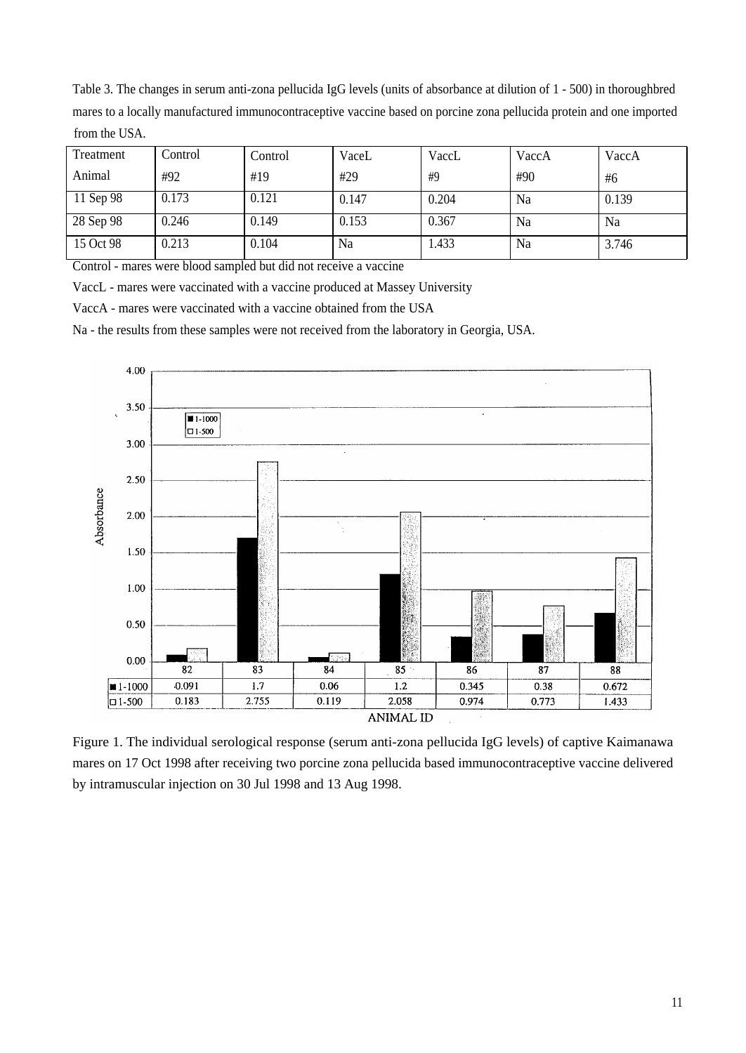Table 3. The changes in serum anti-zona pellucida IgG levels (units of absorbance at dilution of 1 - 500) in thoroughbred mares to a locally manufactured immunocontraceptive vaccine based on porcine zona pellucida protein and one imported from the USA.

| Treatment<br>Animal | Control<br>#92 | Control<br>#19 | VaceL<br>#29 | VaccL<br>#9 | VaccA<br>#90 | VaccA<br>#6 |
|---|---|---|---|---|---|---|
| 11 Sep 98 | 0.173 | 0.121 | 0.147 | 0.204 | Na | 0.139 |
| 28 Sep 98 | 0.246 | 0.149 | 0.153 | 0.367 | Na | Na |
| 15 Oct 98 | 0.213 | 0.104 | Na | 1.433 | Na | 3.746 |

Control - mares were blood sampled but did not receive a vaccine

VaccL - mares were vaccinated with a vaccine produced at Massey University

VaccA - mares were vaccinated with a vaccine obtained from the USA

Na - the results from these samples were not received from the laboratory in Georgia, USA.

Absorbance

4.00
3.50
3.00
2.50
2.00
1.50
1.00
0.50
0.00

■ 1-1000
□ 1-500

ANIMAL ID: 82, 83, 84, 85, 86, 87, 88

■ 1-1000: 0.091, 1.7, 0.06, 1.2, 0.345, 0.38, 0.672

□ 1-500: 0.183, 2.755, 0.119, 2.058, 0.974, 0.773, 1.433

Figure 1. The individual serological response (serum anti-zona pellucida IgG levels) of captive Kaimanawa mares on 17 Oct 1998 after receiving two porcine zona pellucida based immunocontraceptive vaccine delivered by intramuscular injection on 30 Jul 1998 and 13 Aug 1998.